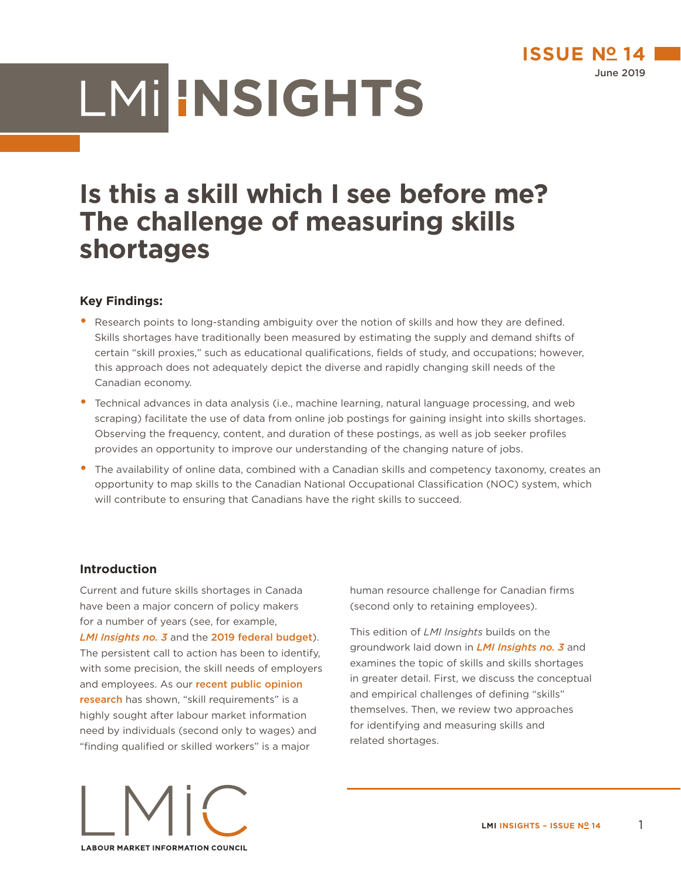# Is this a skill which I see before me? The challenge of measuring skills shortages

**Key Findings:**

- Research points to long-standing ambiguity over the notion of skills and how they are defined. Skills shortages have traditionally been measured by estimating the supply and demand shifts of certain "skill proxies," such as educational qualifications, fields of study, and occupations; however, this approach does not adequately depict the diverse and rapidly changing skill needs of the Canadian economy.
- Technical advances in data analysis (i.e., machine learning, natural language processing, and web scraping) facilitate the use of data from online job postings for gaining insight into skills shortages. Observing the frequency, content, and duration of these postings, as well as job seeker profiles provides an opportunity to improve our understanding of the changing nature of jobs.
- The availability of online data, combined with a Canadian skills and competency taxonomy, creates an opportunity to map skills to the Canadian National Occupational Classification (NOC) system, which will contribute to ensuring that Canadians have the right skills to succeed.

## Introduction

Current and future skills shortages in Canada have been a major concern of policy makers for a number of years (see, for example, *LMI Insights no. 3* and the 2019 federal budget). The persistent call to action has been to identify, with some precision, the skill needs of employers and employees. As our recent public opinion research has shown, "skill requirements" is a highly sought after labour market information need by individuals (second only to wages) and "finding qualified or skilled workers" is a major human resource challenge for Canadian firms (second only to retaining employees).

This edition of *LMI Insights* builds on the groundwork laid down in *LMI Insights no. 3* and examines the topic of skills and skills shortages in greater detail. First, we discuss the conceptual and empirical challenges of defining "skills" themselves. Then, we review two approaches for identifying and measuring skills and related shortages.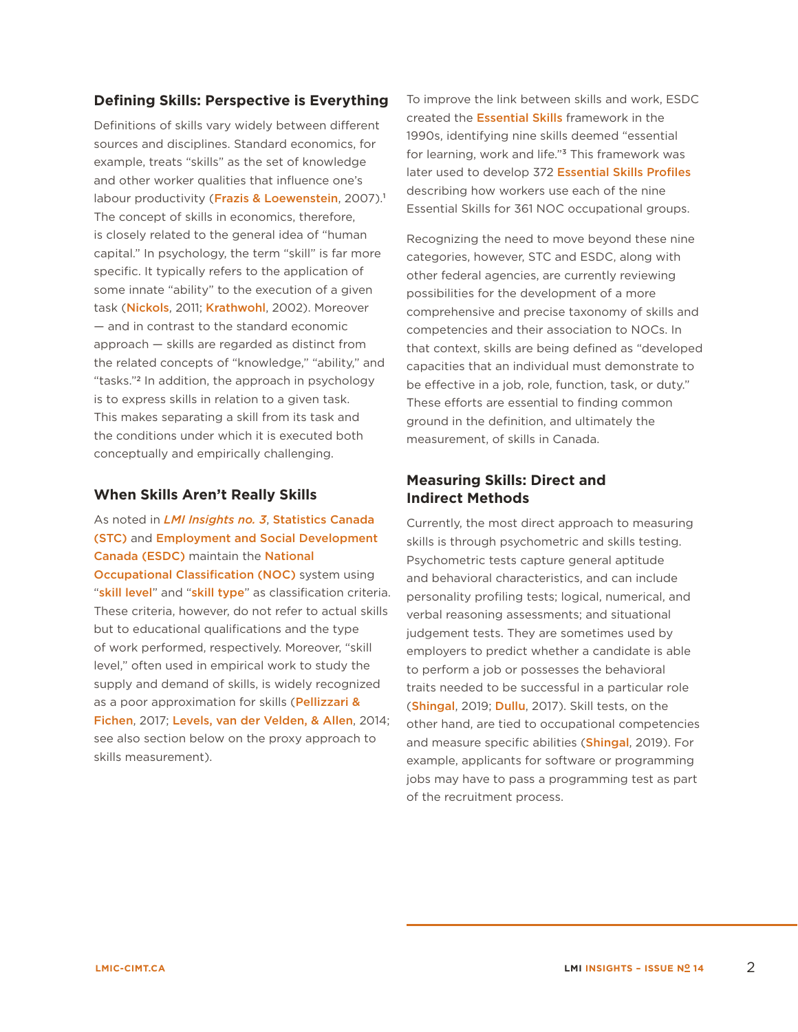## Defining Skills: Perspective is Everything

Definitions of skills vary widely between different sources and disciplines. Standard economics, for example, treats "skills" as the set of knowledge and other worker qualities that influence one's labour productivity (Frazis & Loewenstein, 2007).[1] The concept of skills in economics, therefore, is closely related to the general idea of "human capital." In psychology, the term "skill" is far more specific. It typically refers to the application of some innate "ability" to the execution of a given task (Nickols, 2011; Krathwohl, 2002). Moreover — and in contrast to the standard economic approach — skills are regarded as distinct from the related concepts of "knowledge," "ability," and "tasks."[2] In addition, the approach in psychology is to express skills in relation to a given task. This makes separating a skill from its task and the conditions under which it is executed both conceptually and empirically challenging.

## When Skills Aren't Really Skills

As noted in *LMI Insights no. 3*, Statistics Canada (STC) and Employment and Social Development Canada (ESDC) maintain the National Occupational Classification (NOC) system using "skill level" and "skill type" as classification criteria. These criteria, however, do not refer to actual skills but to educational qualifications and the type of work performed, respectively. Moreover, "skill level," often used in empirical work to study the supply and demand of skills, is widely recognized as a poor approximation for skills (Pellizzari & Fichen, 2017; Levels, van der Velden, & Allen, 2014; see also section below on the proxy approach to skills measurement).

To improve the link between skills and work, ESDC created the Essential Skills framework in the 1990s, identifying nine skills deemed "essential for learning, work and life."[3] This framework was later used to develop 372 Essential Skills Profiles describing how workers use each of the nine Essential Skills for 361 NOC occupational groups.

Recognizing the need to move beyond these nine categories, however, STC and ESDC, along with other federal agencies, are currently reviewing possibilities for the development of a more comprehensive and precise taxonomy of skills and competencies and their association to NOCs. In that context, skills are being defined as "developed capacities that an individual must demonstrate to be effective in a job, role, function, task, or duty." These efforts are essential to finding common ground in the definition, and ultimately the measurement, of skills in Canada.

## Measuring Skills: Direct and Indirect Methods

Currently, the most direct approach to measuring skills is through psychometric and skills testing. Psychometric tests capture general aptitude and behavioral characteristics, and can include personality profiling tests; logical, numerical, and verbal reasoning assessments; and situational judgement tests. They are sometimes used by employers to predict whether a candidate is able to perform a job or possesses the behavioral traits needed to be successful in a particular role (Shingal, 2019; Dullu, 2017). Skill tests, on the other hand, are tied to occupational competencies and measure specific abilities (Shingal, 2019). For example, applicants for software or programming jobs may have to pass a programming test as part of the recruitment process.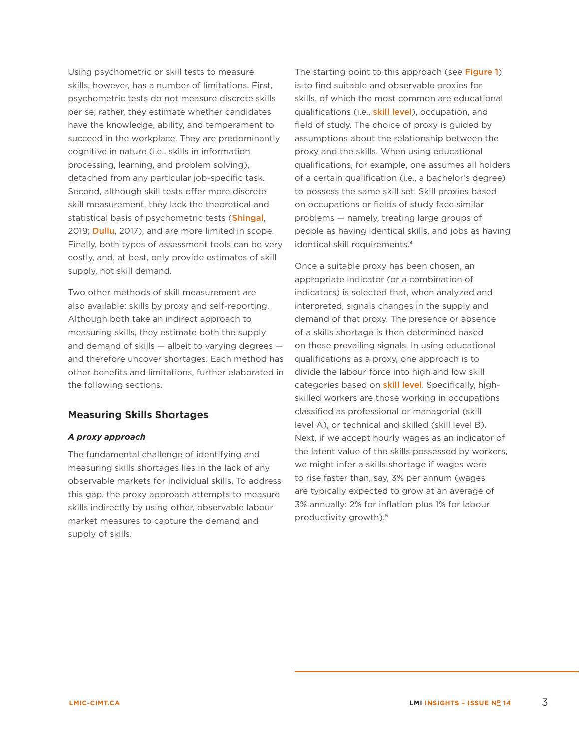Using psychometric or skill tests to measure skills, however, has a number of limitations. First, psychometric tests do not measure discrete skills per se; rather, they estimate whether candidates have the knowledge, ability, and temperament to succeed in the workplace. They are predominantly cognitive in nature (i.e., skills in information processing, learning, and problem solving), detached from any particular job-specific task. Second, although skill tests offer more discrete skill measurement, they lack the theoretical and statistical basis of psychometric tests (Shingal, 2019; Dullu, 2017), and are more limited in scope. Finally, both types of assessment tools can be very costly, and, at best, only provide estimates of skill supply, not skill demand.

Two other methods of skill measurement are also available: skills by proxy and self-reporting. Although both take an indirect approach to measuring skills, they estimate both the supply and demand of skills — albeit to varying degrees — and therefore uncover shortages. Each method has other benefits and limitations, further elaborated in the following sections.

## Measuring Skills Shortages

### *A proxy approach*

The fundamental challenge of identifying and measuring skills shortages lies in the lack of any observable markets for individual skills. To address this gap, the proxy approach attempts to measure skills indirectly by using other, observable labour market measures to capture the demand and supply of skills.

The starting point to this approach (see Figure 1) is to find suitable and observable proxies for skills, of which the most common are educational qualifications (i.e., skill level), occupation, and field of study. The choice of proxy is guided by assumptions about the relationship between the proxy and the skills. When using educational qualifications, for example, one assumes all holders of a certain qualification (i.e., a bachelor's degree) to possess the same skill set. Skill proxies based on occupations or fields of study face similar problems — namely, treating large groups of people as having identical skills, and jobs as having identical skill requirements.[4]

Once a suitable proxy has been chosen, an appropriate indicator (or a combination of indicators) is selected that, when analyzed and interpreted, signals changes in the supply and demand of that proxy. The presence or absence of a skills shortage is then determined based on these prevailing signals. In using educational qualifications as a proxy, one approach is to divide the labour force into high and low skill categories based on skill level. Specifically, high-skilled workers are those working in occupations classified as professional or managerial (skill level A), or technical and skilled (skill level B). Next, if we accept hourly wages as an indicator of the latent value of the skills possessed by workers, we might infer a skills shortage if wages were to rise faster than, say, 3% per annum (wages are typically expected to grow at an average of 3% annually: 2% for inflation plus 1% for labour productivity growth).[5]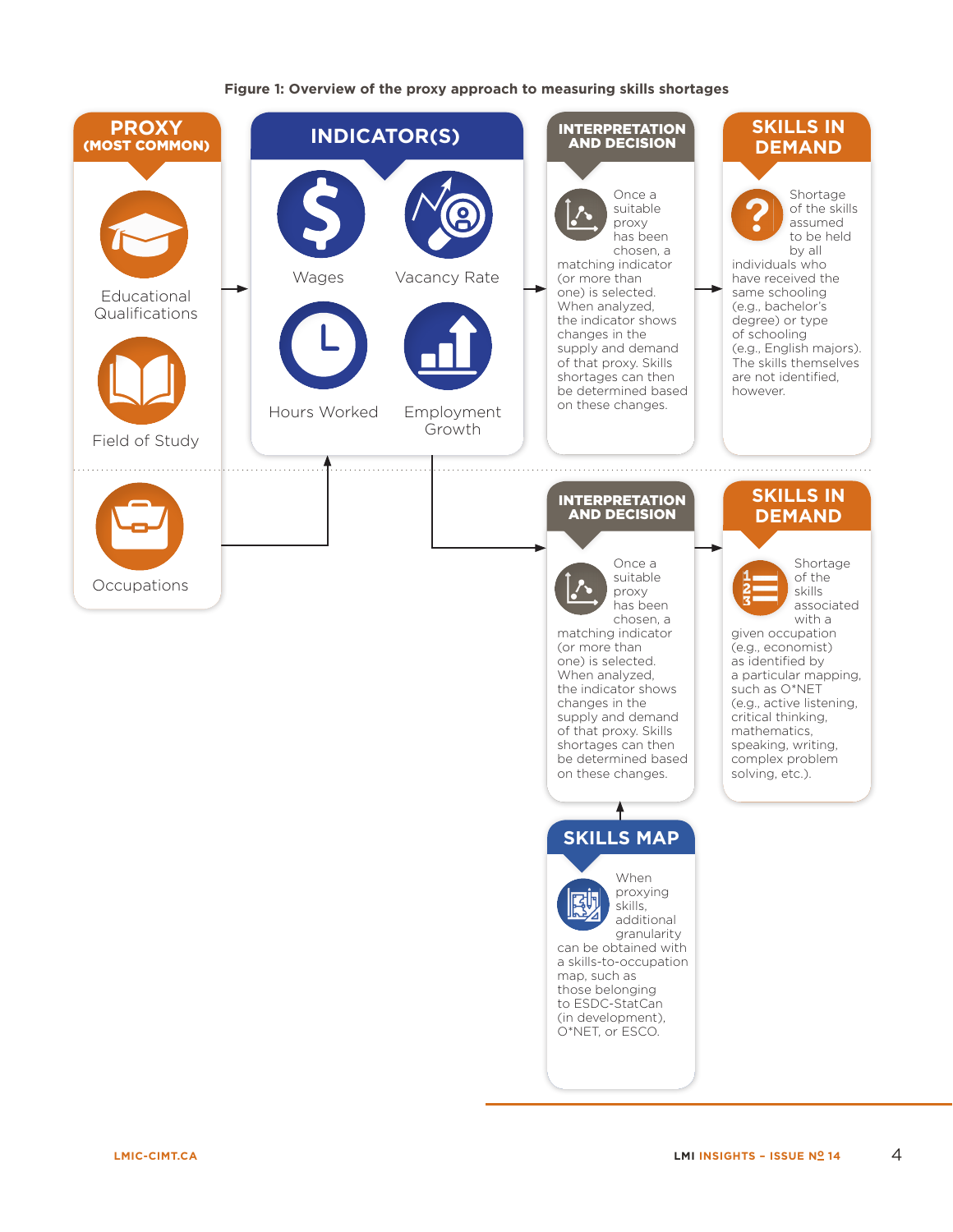**Figure 1: Overview of the proxy approach to measuring skills shortages**

## PROXY (MOST COMMON)

- Educational Qualifications
- Field of Study
- Occupations

## INDICATOR(S)

- Wages
- Vacancy Rate
- Hours Worked
- Employment Growth

## INTERPRETATION AND DECISION

Once a suitable proxy has been chosen, a matching indicator (or more than one) is selected. When analyzed, the indicator shows changes in the supply and demand of that proxy. Skills shortages can then be determined based on these changes.

## SKILLS IN DEMAND

Shortage of the skills assumed to be held by all individuals who have received the same schooling (e.g., bachelor's degree) or type of schooling (e.g., English majors). The skills themselves are not identified, however.

## INTERPRETATION AND DECISION

Once a suitable proxy has been chosen, a matching indicator (or more than one) is selected. When analyzed, the indicator shows changes in the supply and demand of that proxy. Skills shortages can then be determined based on these changes.

## SKILLS IN DEMAND

Shortage of the skills associated with a given occupation (e.g., economist) as identified by a particular mapping, such as O*NET (e.g., active listening, critical thinking, mathematics, speaking, writing, complex problem solving, etc.).

## SKILLS MAP

When proxying skills, additional granularity can be obtained with a skills-to-occupation map, such as those belonging to ESDC-StatCan (in development), O*NET, or ESCO.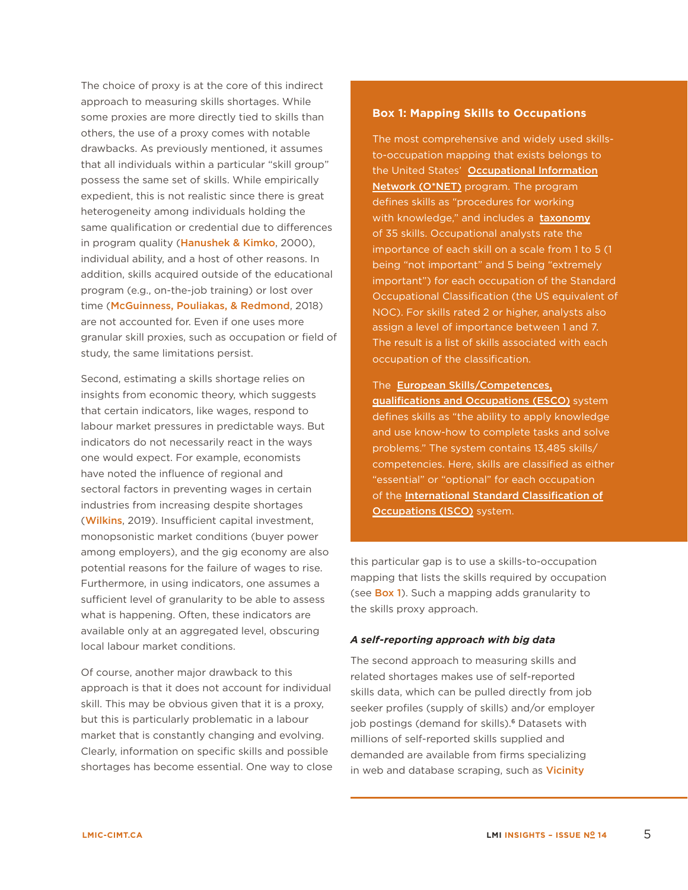The choice of proxy is at the core of this indirect approach to measuring skills shortages. While some proxies are more directly tied to skills than others, the use of a proxy comes with notable drawbacks. As previously mentioned, it assumes that all individuals within a particular "skill group" possess the same set of skills. While empirically expedient, this is not realistic since there is great heterogeneity among individuals holding the same qualification or credential due to differences in program quality (Hanushek & Kimko, 2000), individual ability, and a host of other reasons. In addition, skills acquired outside of the educational program (e.g., on-the-job training) or lost over time (McGuinness, Pouliakas, & Redmond, 2018) are not accounted for. Even if one uses more granular skill proxies, such as occupation or field of study, the same limitations persist.

Second, estimating a skills shortage relies on insights from economic theory, which suggests that certain indicators, like wages, respond to labour market pressures in predictable ways. But indicators do not necessarily react in the ways one would expect. For example, economists have noted the influence of regional and sectoral factors in preventing wages in certain industries from increasing despite shortages (Wilkins, 2019). Insufficient capital investment, monopsonistic market conditions (buyer power among employers), and the gig economy are also potential reasons for the failure of wages to rise. Furthermore, in using indicators, one assumes a sufficient level of granularity to be able to assess what is happening. Often, these indicators are available only at an aggregated level, obscuring local labour market conditions.

Of course, another major drawback to this approach is that it does not account for individual skill. This may be obvious given that it is a proxy, but this is particularly problematic in a labour market that is constantly changing and evolving. Clearly, information on specific skills and possible shortages has become essential. One way to close this particular gap is to use a skills-to-occupation mapping that lists the skills required by occupation (see Box 1). Such a mapping adds granularity to the skills proxy approach.

> **Box 1: Mapping Skills to Occupations**
>
> The most comprehensive and widely used skills-to-occupation mapping that exists belongs to the United States' Occupational Information Network (O*NET) program. The program defines skills as "procedures for working with knowledge," and includes a taxonomy of 35 skills. Occupational analysts rate the importance of each skill on a scale from 1 to 5 (1 being "not important" and 5 being "extremely important") for each occupation of the Standard Occupational Classification (the US equivalent of NOC). For skills rated 2 or higher, analysts also assign a level of importance between 1 and 7. The result is a list of skills associated with each occupation of the classification.
>
> The European Skills/Competences, qualifications and Occupations (ESCO) system defines skills as "the ability to apply knowledge and use know-how to complete tasks and solve problems." The system contains 13,485 skills/competencies. Here, skills are classified as either "essential" or "optional" for each occupation of the International Standard Classification of Occupations (ISCO) system.

#### *A self-reporting approach with big data*

The second approach to measuring skills and related shortages makes use of self-reported skills data, which can be pulled directly from job seeker profiles (supply of skills) and/or employer job postings (demand for skills).[6] Datasets with millions of self-reported skills supplied and demanded are available from firms specializing in web and database scraping, such as Vicinity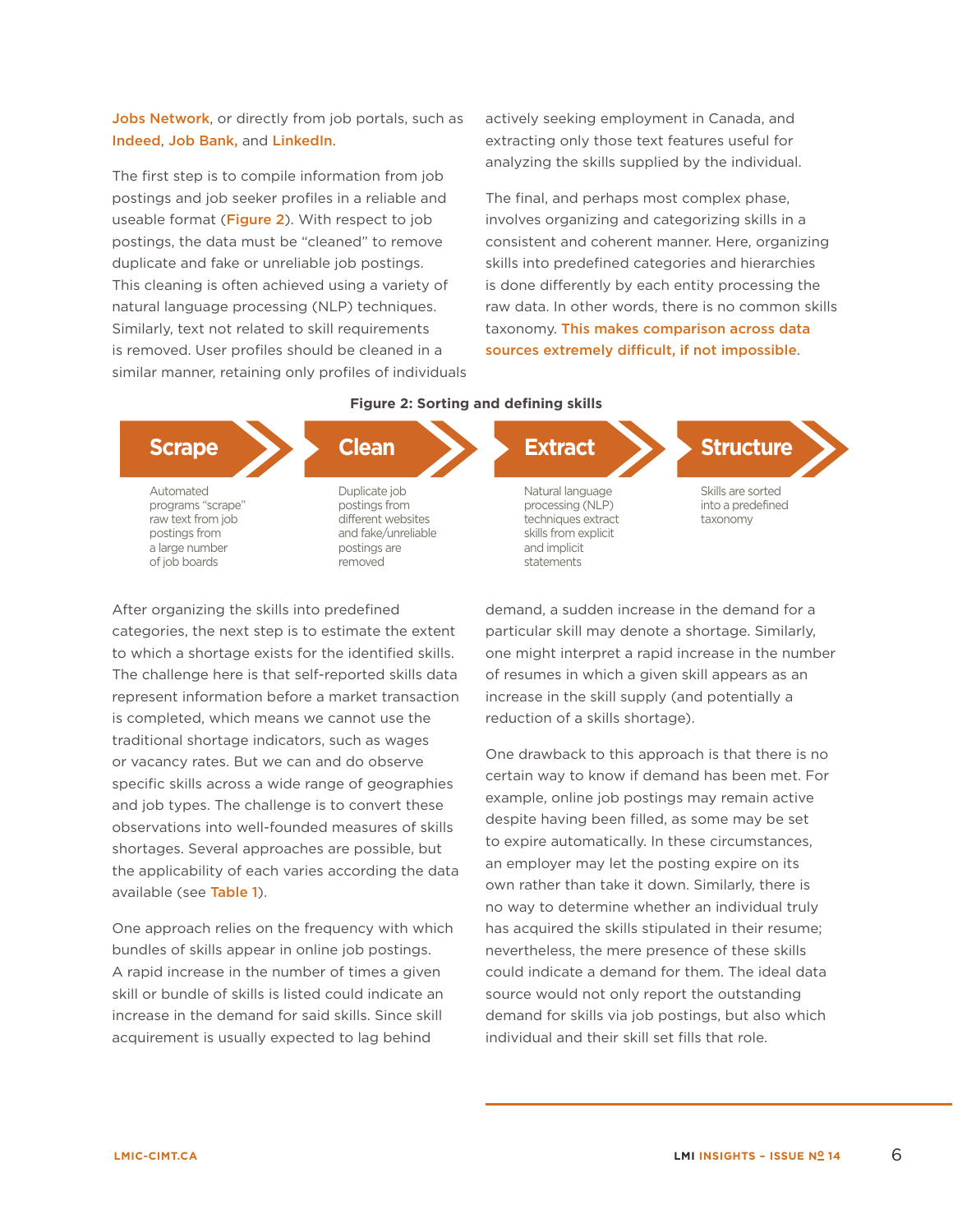Jobs Network, or directly from job portals, such as Indeed, Job Bank, and LinkedIn.

The first step is to compile information from job postings and job seeker profiles in a reliable and useable format (Figure 2). With respect to job postings, the data must be "cleaned" to remove duplicate and fake or unreliable job postings. This cleaning is often achieved using a variety of natural language processing (NLP) techniques. Similarly, text not related to skill requirements is removed. User profiles should be cleaned in a similar manner, retaining only profiles of individuals actively seeking employment in Canada, and extracting only those text features useful for analyzing the skills supplied by the individual.

The final, and perhaps most complex phase, involves organizing and categorizing skills in a consistent and coherent manner. Here, organizing skills into predefined categories and hierarchies is done differently by each entity processing the raw data. In other words, there is no common skills taxonomy. This makes comparison across data sources extremely difficult, if not impossible.

**Figure 2: Sorting and defining skills**

**Scrape** — Automated programs "scrape" raw text from job postings from a large number of job boards

**Clean** — Duplicate job postings from different websites and fake/unreliable postings are removed

**Extract** — Natural language processing (NLP) techniques extract skills from explicit and implicit statements

**Structure** — Skills are sorted into a predefined taxonomy

After organizing the skills into predefined categories, the next step is to estimate the extent to which a shortage exists for the identified skills. The challenge here is that self-reported skills data represent information before a market transaction is completed, which means we cannot use the traditional shortage indicators, such as wages or vacancy rates. But we can and do observe specific skills across a wide range of geographies and job types. The challenge is to convert these observations into well-founded measures of skills shortages. Several approaches are possible, but the applicability of each varies according the data available (see Table 1).

One approach relies on the frequency with which bundles of skills appear in online job postings. A rapid increase in the number of times a given skill or bundle of skills is listed could indicate an increase in the demand for said skills. Since skill acquirement is usually expected to lag behind demand, a sudden increase in the demand for a particular skill may denote a shortage. Similarly, one might interpret a rapid increase in the number of resumes in which a given skill appears as an increase in the skill supply (and potentially a reduction of a skills shortage).

One drawback to this approach is that there is no certain way to know if demand has been met. For example, online job postings may remain active despite having been filled, as some may be set to expire automatically. In these circumstances, an employer may let the posting expire on its own rather than take it down. Similarly, there is no way to determine whether an individual truly has acquired the skills stipulated in their resume; nevertheless, the mere presence of these skills could indicate a demand for them. The ideal data source would not only report the outstanding demand for skills via job postings, but also which individual and their skill set fills that role.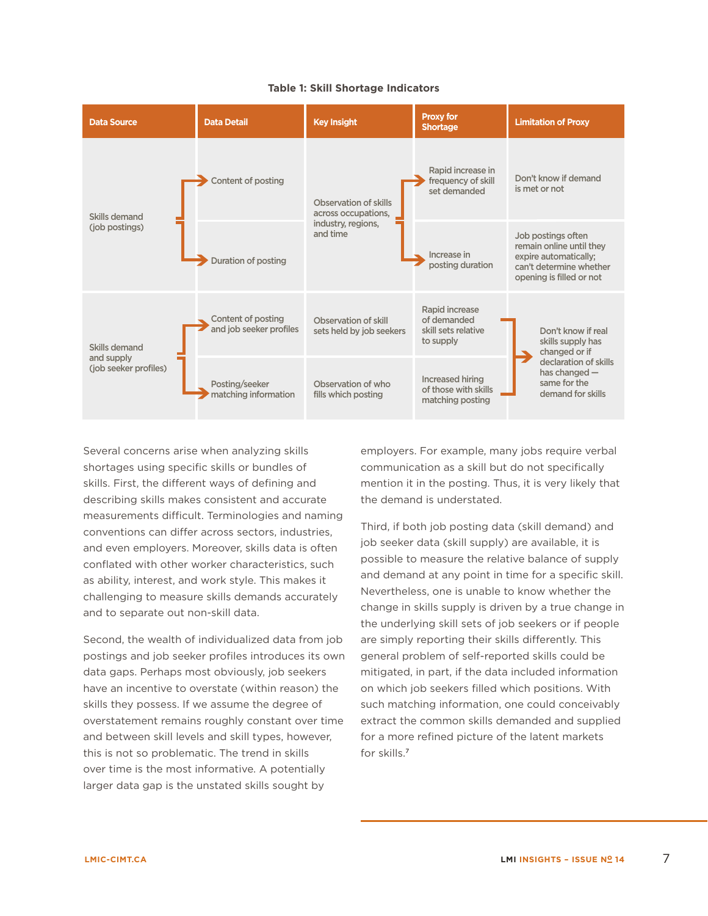**Table 1: Skill Shortage Indicators**

| Data Source | Data Detail | Key Insight | Proxy for Shortage | Limitation of Proxy |
|---|---|---|---|---|
| Skills demand (job postings) | Content of posting | Observation of skills across occupations, industry, regions, and time | Rapid increase in frequency of skill set demanded | Don't know if demand is met or not |
| | Duration of posting | | Increase in posting duration | Job postings often remain online until they expire automatically; can't determine whether opening is filled or not |
| Skills demand and supply (job seeker profiles) | Content of posting and job seeker profiles | Observation of skill sets held by job seekers | Rapid increase of demanded skill sets relative to supply | Don't know if real skills supply has changed or if declaration of skills has changed — same for the demand for skills |
| | Posting/seeker matching information | Observation of who fills which posting | Increased hiring of those with skills matching posting | |

Several concerns arise when analyzing skills shortages using specific skills or bundles of skills. First, the different ways of defining and describing skills makes consistent and accurate measurements difficult. Terminologies and naming conventions can differ across sectors, industries, and even employers. Moreover, skills data is often conflated with other worker characteristics, such as ability, interest, and work style. This makes it challenging to measure skills demands accurately and to separate out non-skill data.

Second, the wealth of individualized data from job postings and job seeker profiles introduces its own data gaps. Perhaps most obviously, job seekers have an incentive to overstate (within reason) the skills they possess. If we assume the degree of overstatement remains roughly constant over time and between skill levels and skill types, however, this is not so problematic. The trend in skills over time is the most informative. A potentially larger data gap is the unstated skills sought by employers. For example, many jobs require verbal communication as a skill but do not specifically mention it in the posting. Thus, it is very likely that the demand is understated.

Third, if both job posting data (skill demand) and job seeker data (skill supply) are available, it is possible to measure the relative balance of supply and demand at any point in time for a specific skill. Nevertheless, one is unable to know whether the change in skills supply is driven by a true change in the underlying skill sets of job seekers or if people are simply reporting their skills differently. This general problem of self-reported skills could be mitigated, in part, if the data included information on which job seekers filled which positions. With such matching information, one could conceivably extract the common skills demanded and supplied for a more refined picture of the latent markets for skills.[7]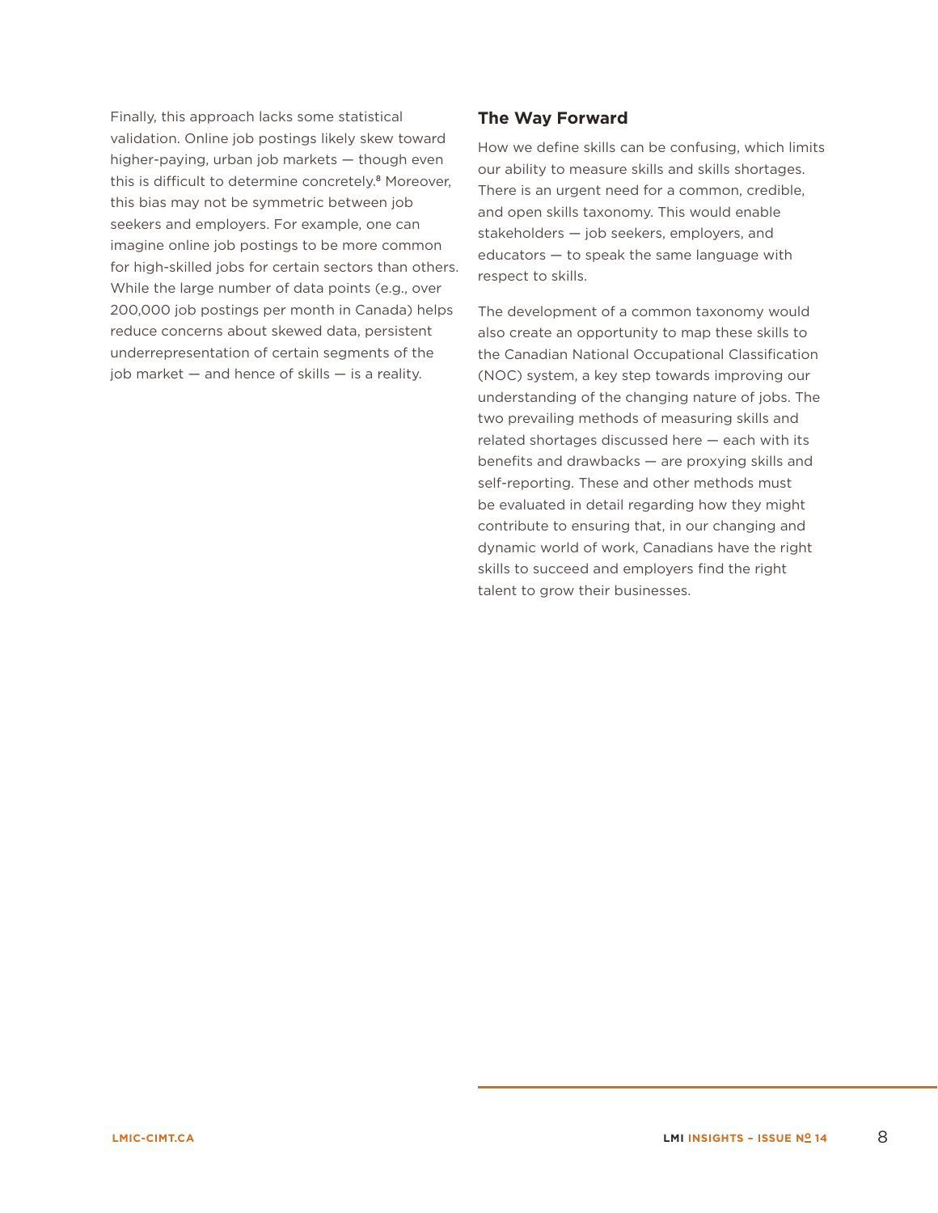Finally, this approach lacks some statistical validation. Online job postings likely skew toward higher-paying, urban job markets — though even this is difficult to determine concretely.[8] Moreover, this bias may not be symmetric between job seekers and employers. For example, one can imagine online job postings to be more common for high-skilled jobs for certain sectors than others. While the large number of data points (e.g., over 200,000 job postings per month in Canada) helps reduce concerns about skewed data, persistent underrepresentation of certain segments of the job market — and hence of skills — is a reality.

## The Way Forward

How we define skills can be confusing, which limits our ability to measure skills and skills shortages. There is an urgent need for a common, credible, and open skills taxonomy. This would enable stakeholders — job seekers, employers, and educators — to speak the same language with respect to skills.

The development of a common taxonomy would also create an opportunity to map these skills to the Canadian National Occupational Classification (NOC) system, a key step towards improving our understanding of the changing nature of jobs. The two prevailing methods of measuring skills and related shortages discussed here — each with its benefits and drawbacks — are proxying skills and self-reporting. These and other methods must be evaluated in detail regarding how they might contribute to ensuring that, in our changing and dynamic world of work, Canadians have the right skills to succeed and employers find the right talent to grow their businesses.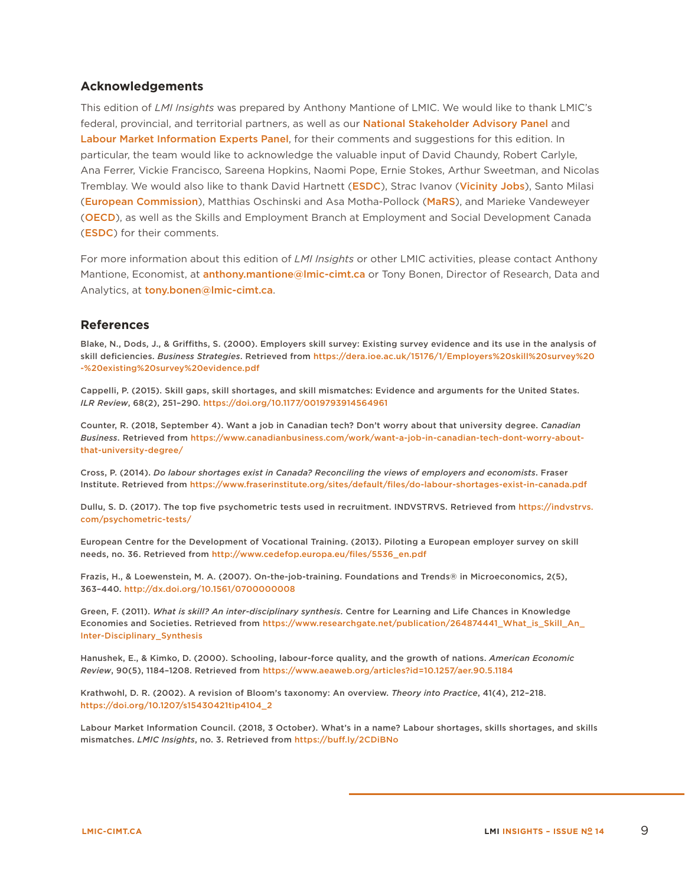## Acknowledgements

This edition of *LMI Insights* was prepared by Anthony Mantione of LMIC. We would like to thank LMIC's federal, provincial, and territorial partners, as well as our National Stakeholder Advisory Panel and Labour Market Information Experts Panel, for their comments and suggestions for this edition. In particular, the team would like to acknowledge the valuable input of David Chaundy, Robert Carlyle, Ana Ferrer, Vickie Francisco, Sareena Hopkins, Naomi Pope, Ernie Stokes, Arthur Sweetman, and Nicolas Tremblay. We would also like to thank David Hartnett (ESDC), Strac Ivanov (Vicinity Jobs), Santo Milasi (European Commission), Matthias Oschinski and Asa Motha-Pollock (MaRS), and Marieke Vandeweyer (OECD), as well as the Skills and Employment Branch at Employment and Social Development Canada (ESDC) for their comments.

For more information about this edition of *LMI Insights* or other LMIC activities, please contact Anthony Mantione, Economist, at anthony.mantione@lmic-cimt.ca or Tony Bonen, Director of Research, Data and Analytics, at tony.bonen@lmic-cimt.ca.

## References

Blake, N., Dods, J., & Griffiths, S. (2000). Employers skill survey: Existing survey evidence and its use in the analysis of skill deficiencies. *Business Strategies*. Retrieved from https://dera.ioe.ac.uk/15176/1/Employers%20skill%20survey%20-%20existing%20survey%20evidence.pdf

Cappelli, P. (2015). Skill gaps, skill shortages, and skill mismatches: Evidence and arguments for the United States. *ILR Review*, 68(2), 251–290. https://doi.org/10.1177/0019793914564961

Counter, R. (2018, September 4). Want a job in Canadian tech? Don't worry about that university degree. *Canadian Business*. Retrieved from https://www.canadianbusiness.com/work/want-a-job-in-canadian-tech-dont-worry-about-that-university-degree/

Cross, P. (2014). *Do labour shortages exist in Canada? Reconciling the views of employers and economists*. Fraser Institute. Retrieved from https://www.fraserinstitute.org/sites/default/files/do-labour-shortages-exist-in-canada.pdf

Dullu, S. D. (2017). The top five psychometric tests used in recruitment. INDVSTRVS. Retrieved from https://indvstrvs.com/psychometric-tests/

European Centre for the Development of Vocational Training. (2013). Piloting a European employer survey on skill needs, no. 36. Retrieved from http://www.cedefop.europa.eu/files/5536_en.pdf

Frazis, H., & Loewenstein, M. A. (2007). On-the-job-training. Foundations and Trends® in Microeconomics, 2(5), 363–440. http://dx.doi.org/10.1561/0700000008

Green, F. (2011). *What is skill? An inter-disciplinary synthesis*. Centre for Learning and Life Chances in Knowledge Economies and Societies. Retrieved from https://www.researchgate.net/publication/264874441_What_is_Skill_An_Inter-Disciplinary_Synthesis

Hanushek, E., & Kimko, D. (2000). Schooling, labour-force quality, and the growth of nations. *American Economic Review*, 90(5), 1184–1208. Retrieved from https://www.aeaweb.org/articles?id=10.1257/aer.90.5.1184

Krathwohl, D. R. (2002). A revision of Bloom's taxonomy: An overview. *Theory into Practice*, 41(4), 212–218. https://doi.org/10.1207/s15430421tip4104_2

Labour Market Information Council. (2018, 3 October). What's in a name? Labour shortages, skills shortages, and skills mismatches. *LMIC Insights*, no. 3. Retrieved from https://buff.ly/2CDiBNo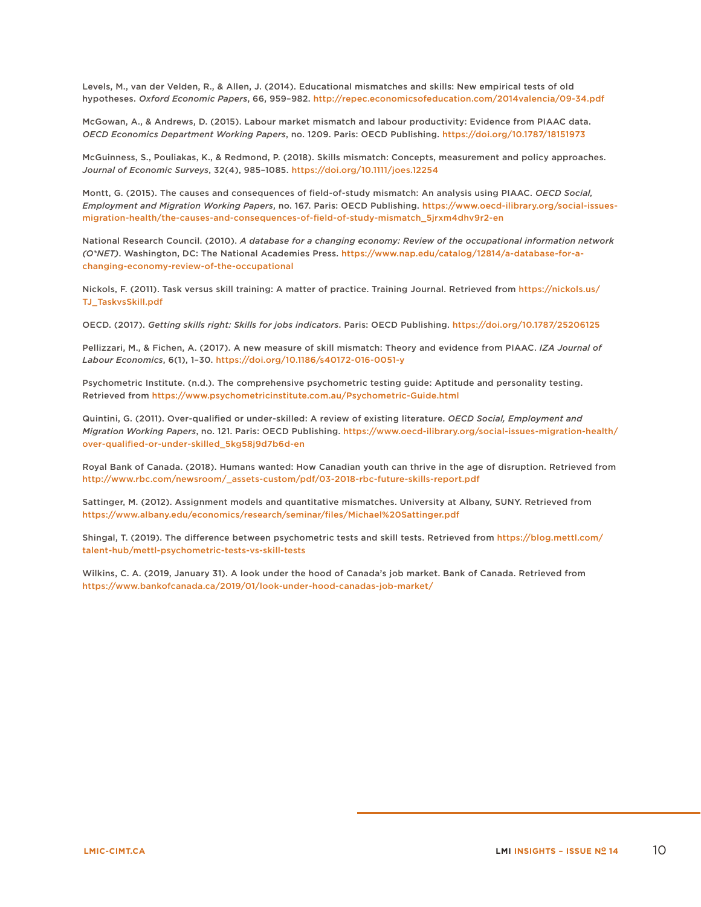Levels, M., van der Velden, R., & Allen, J. (2014). Educational mismatches and skills: New empirical tests of old hypotheses. *Oxford Economic Papers*, 66, 959–982. http://repec.economicsofeducation.com/2014valencia/09-34.pdf

McGowan, A., & Andrews, D. (2015). Labour market mismatch and labour productivity: Evidence from PIAAC data. *OECD Economics Department Working Papers*, no. 1209. Paris: OECD Publishing. https://doi.org/10.1787/18151973

McGuinness, S., Pouliakas, K., & Redmond, P. (2018). Skills mismatch: Concepts, measurement and policy approaches. *Journal of Economic Surveys*, 32(4), 985–1085. https://doi.org/10.1111/joes.12254

Montt, G. (2015). The causes and consequences of field-of-study mismatch: An analysis using PIAAC. *OECD Social, Employment and Migration Working Papers*, no. 167. Paris: OECD Publishing. https://www.oecd-ilibrary.org/social-issues-migration-health/the-causes-and-consequences-of-field-of-study-mismatch_5jrxm4dhv9r2-en

National Research Council. (2010). *A database for a changing economy: Review of the occupational information network (O*NET)*. Washington, DC: The National Academies Press. https://www.nap.edu/catalog/12814/a-database-for-a-changing-economy-review-of-the-occupational

Nickols, F. (2011). Task versus skill training: A matter of practice. Training Journal. Retrieved from https://nickols.us/TJ_TaskvsSkill.pdf

OECD. (2017). *Getting skills right: Skills for jobs indicators*. Paris: OECD Publishing. https://doi.org/10.1787/25206125

Pellizzari, M., & Fichen, A. (2017). A new measure of skill mismatch: Theory and evidence from PIAAC. *IZA Journal of Labour Economics*, 6(1), 1–30. https://doi.org/10.1186/s40172-016-0051-y

Psychometric Institute. (n.d.). The comprehensive psychometric testing guide: Aptitude and personality testing. Retrieved from https://www.psychometricinstitute.com.au/Psychometric-Guide.html

Quintini, G. (2011). Over-qualified or under-skilled: A review of existing literature. *OECD Social, Employment and Migration Working Papers*, no. 121. Paris: OECD Publishing. https://www.oecd-ilibrary.org/social-issues-migration-health/over-qualified-or-under-skilled_5kg58j9d7b6d-en

Royal Bank of Canada. (2018). Humans wanted: How Canadian youth can thrive in the age of disruption. Retrieved from http://www.rbc.com/newsroom/_assets-custom/pdf/03-2018-rbc-future-skills-report.pdf

Sattinger, M. (2012). Assignment models and quantitative mismatches. University at Albany, SUNY. Retrieved from https://www.albany.edu/economics/research/seminar/files/Michael%20Sattinger.pdf

Shingal, T. (2019). The difference between psychometric tests and skill tests. Retrieved from https://blog.mettl.com/talent-hub/mettl-psychometric-tests-vs-skill-tests

Wilkins, C. A. (2019, January 31). A look under the hood of Canada's job market. Bank of Canada. Retrieved from https://www.bankofcanada.ca/2019/01/look-under-hood-canadas-job-market/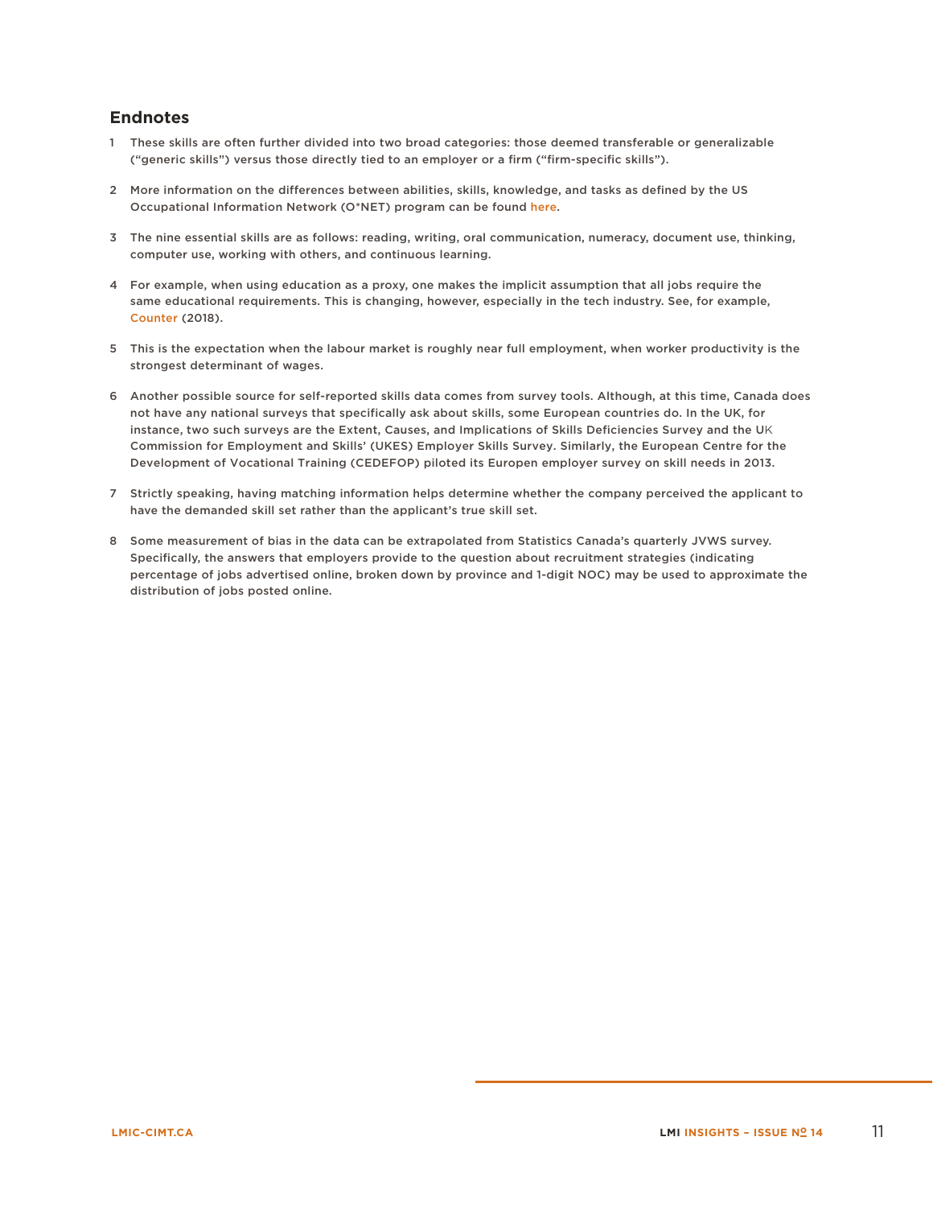## Endnotes

1. These skills are often further divided into two broad categories: those deemed transferable or generalizable ("generic skills") versus those directly tied to an employer or a firm ("firm-specific skills").

2. More information on the differences between abilities, skills, knowledge, and tasks as defined by the US Occupational Information Network (O*NET) program can be found here.

3. The nine essential skills are as follows: reading, writing, oral communication, numeracy, document use, thinking, computer use, working with others, and continuous learning.

4. For example, when using education as a proxy, one makes the implicit assumption that all jobs require the same educational requirements. This is changing, however, especially in the tech industry. See, for example, Counter (2018).

5. This is the expectation when the labour market is roughly near full employment, when worker productivity is the strongest determinant of wages.

6. Another possible source for self-reported skills data comes from survey tools. Although, at this time, Canada does not have any national surveys that specifically ask about skills, some European countries do. In the UK, for instance, two such surveys are the Extent, Causes, and Implications of Skills Deficiencies Survey and the UK Commission for Employment and Skills' (UKES) Employer Skills Survey. Similarly, the European Centre for the Development of Vocational Training (CEDEFOP) piloted its Europen employer survey on skill needs in 2013.

7. Strictly speaking, having matching information helps determine whether the company perceived the applicant to have the demanded skill set rather than the applicant's true skill set.

8. Some measurement of bias in the data can be extrapolated from Statistics Canada's quarterly JVWS survey. Specifically, the answers that employers provide to the question about recruitment strategies (indicating percentage of jobs advertised online, broken down by province and 1-digit NOC) may be used to approximate the distribution of jobs posted online.